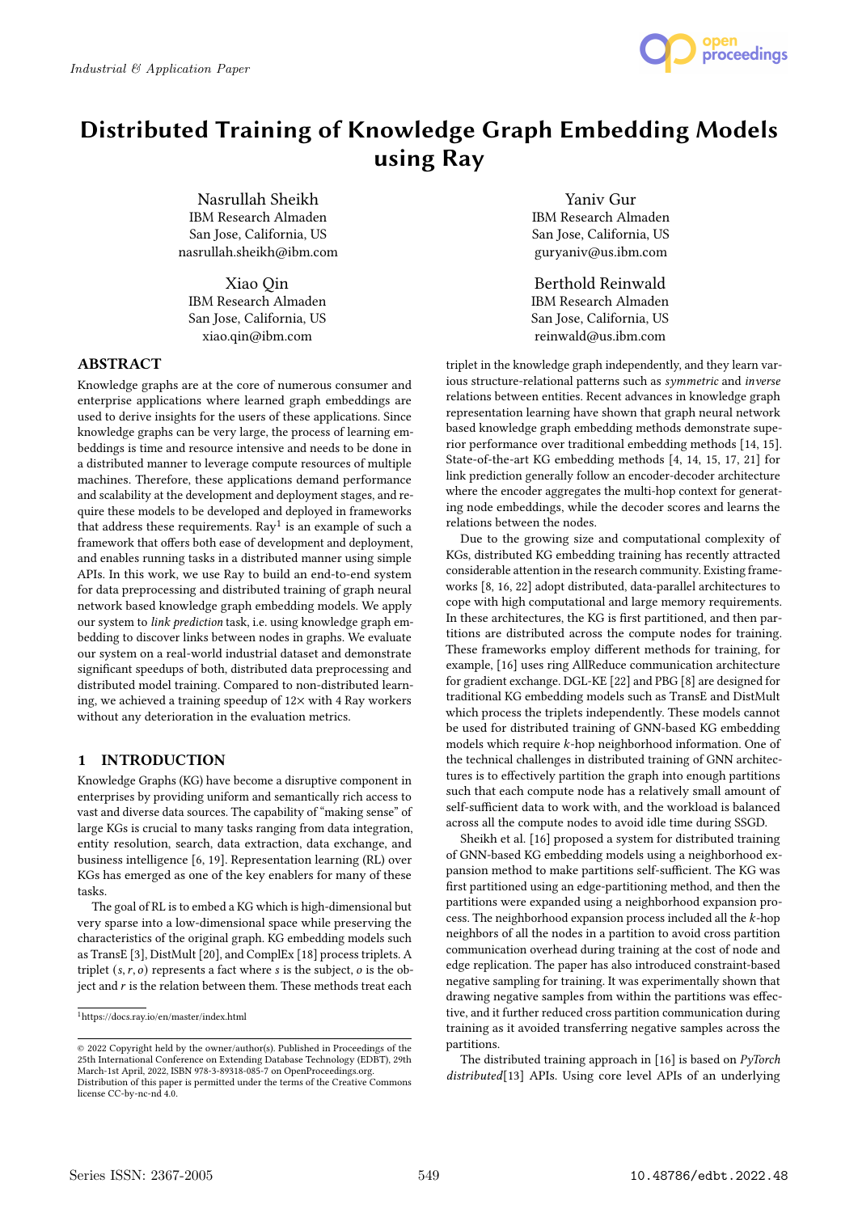# Distributed Training of Knowledge Graph Embedding Models using Ray

Nasrullah Sheikh
IBM Research Almaden
San Jose, California, US
nasrullah.sheikh@ibm.com

Yaniv Gur
IBM Research Almaden
San Jose, California, US
guryaniv@us.ibm.com

Xiao Qin
IBM Research Almaden
San Jose, California, US
xiao.qin@ibm.com

Berthold Reinwald
IBM Research Almaden
San Jose, California, US
reinwald@us.ibm.com

## ABSTRACT

Knowledge graphs are at the core of numerous consumer and enterprise applications where learned graph embeddings are used to derive insights for the users of these applications. Since knowledge graphs can be very large, the process of learning embeddings is time and resource intensive and needs to be done in a distributed manner to leverage compute resources of multiple machines. Therefore, these applications demand performance and scalability at the development and deployment stages, and require these models to be developed and deployed in frameworks that address these requirements. Ray[1] is an example of such a framework that offers both ease of development and deployment, and enables running tasks in a distributed manner using simple APIs. In this work, we use Ray to build an end-to-end system for data preprocessing and distributed training of graph neural network based knowledge graph embedding models. We apply our system to *link prediction* task, i.e. using knowledge graph embedding to discover links between nodes in graphs. We evaluate our system on a real-world industrial dataset and demonstrate significant speedups of both, distributed data preprocessing and distributed model training. Compared to non-distributed learning, we achieved a training speedup of 12× with 4 Ray workers without any deterioration in the evaluation metrics.

## 1 INTRODUCTION

Knowledge Graphs (KG) have become a disruptive component in enterprises by providing uniform and semantically rich access to vast and diverse data sources. The capability of "making sense" of large KGs is crucial to many tasks ranging from data integration, entity resolution, search, data extraction, data exchange, and business intelligence [6, 19]. Representation learning (RL) over KGs has emerged as one of the key enablers for many of these tasks.

The goal of RL is to embed a KG which is high-dimensional but very sparse into a low-dimensional space while preserving the characteristics of the original graph. KG embedding models such as TransE [3], DistMult [20], and ComplEx [18] process triplets. A triplet $(s, r, o)$ represents a fact where $s$ is the subject, $o$ is the object and $r$ is the relation between them. These methods treat each triplet in the knowledge graph independently, and they learn various structure-relational patterns such as *symmetric* and *inverse* relations between entities. Recent advances in knowledge graph representation learning have shown that graph neural network based knowledge graph embedding methods demonstrate superior performance over traditional embedding methods [14, 15]. State-of-the-art KG embedding methods [4, 14, 15, 17, 21] for link prediction generally follow an encoder-decoder architecture where the encoder aggregates the multi-hop context for generating node embeddings, while the decoder scores and learns the relations between the nodes.

Due to the growing size and computational complexity of KGs, distributed KG embedding training has recently attracted considerable attention in the research community. Existing frameworks [8, 16, 22] adopt distributed, data-parallel architectures to cope with high computational and large memory requirements. In these architectures, the KG is first partitioned, and then partitions are distributed across the compute nodes for training. These frameworks employ different methods for training, for example, [16] uses ring AllReduce communication architecture for gradient exchange. DGL-KE [22] and PBG [8] are designed for traditional KG embedding models such as TransE and DistMult which process the triplets independently. These models cannot be used for distributed training of GNN-based KG embedding models which require $k$-hop neighborhood information. One of the technical challenges in distributed training of GNN architectures is to effectively partition the graph into enough partitions such that each compute node has a relatively small amount of self-sufficient data to work with, and the workload is balanced across all the compute nodes to avoid idle time during SSGD.

Sheikh et al. [16] proposed a system for distributed training of GNN-based KG embedding models using a neighborhood expansion method to make partitions self-sufficient. The KG was first partitioned using an edge-partitioning method, and then the partitions were expanded using a neighborhood expansion process. The neighborhood expansion process included all the $k$-hop neighbors of all the nodes in a partition to avoid cross partition communication overhead during training at the cost of node and edge replication. The paper has also introduced constraint-based negative sampling for training. It was experimentally shown that drawing negative samples from within the partitions was effective, and it further reduced cross partition communication during training as it avoided transferring negative samples across the partitions.

The distributed training approach in [16] is based on *PyTorch distributed*[13] APIs. Using core level APIs of an underlying

[1] https://docs.ray.io/en/master/index.html

© 2022 Copyright held by the owner/author(s). Published in Proceedings of the 25th International Conference on Extending Database Technology (EDBT), 29th March-1st April, 2022, ISBN 978-3-89318-085-7 on OpenProceedings.org. Distribution of this paper is permitted under the terms of the Creative Commons license CC-by-nc-nd 4.0.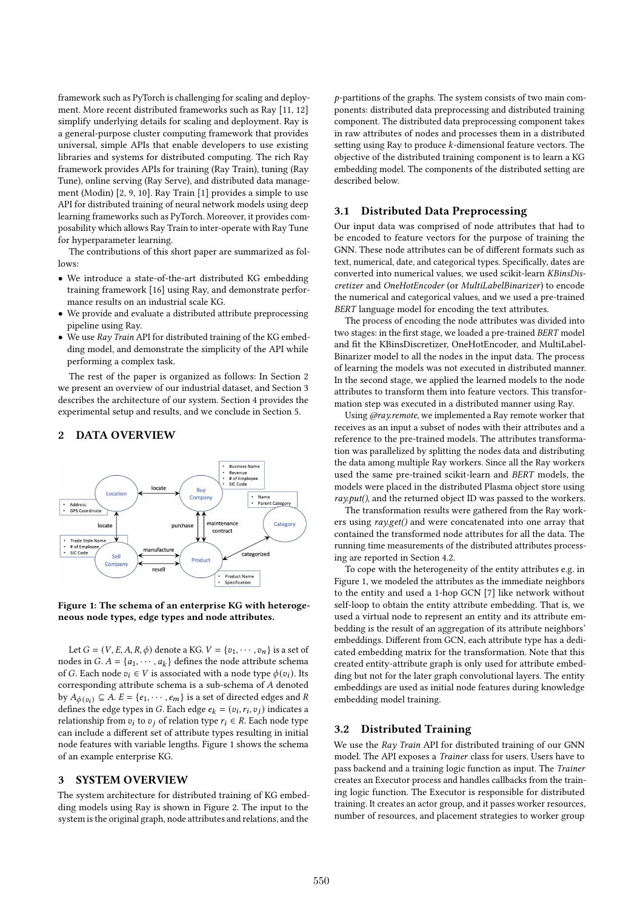framework such as PyTorch is challenging for scaling and deployment. More recent distributed frameworks such as Ray [11, 12] simplify underlying details for scaling and deployment. Ray is a general-purpose cluster computing framework that provides universal, simple APIs that enable developers to use existing libraries and systems for distributed computing. The rich Ray framework provides APIs for training (Ray Train), tuning (Ray Tune), online serving (Ray Serve), and distributed data management (Modin) [2, 9, 10]. Ray Train [1] provides a simple to use API for distributed training of neural network models using deep learning frameworks such as PyTorch. Moreover, it provides composability which allows Ray Train to inter-operate with Ray Tune for hyperparameter learning.

The contributions of this short paper are summarized as follows:

- We introduce a state-of-the-art distributed KG embedding training framework [16] using Ray, and demonstrate performance results on an industrial scale KG.
- We provide and evaluate a distributed attribute preprocessing pipeline using Ray.
- We use *Ray Train* API for distributed training of the KG embedding model, and demonstrate the simplicity of the API while performing a complex task.

The rest of the paper is organized as follows: In Section 2 we present an overview of our industrial dataset, and Section 3 describes the architecture of our system. Section 4 provides the experimental setup and results, and we conclude in Section 5.

## 2 DATA OVERVIEW

**Figure 1: The schema of an enterprise KG with heterogeneous node types, edge types and node attributes.**

Let $G = (V, E, A, R, \phi)$ denote a KG. $V = \{v_1, \cdots, v_n\}$ is a set of nodes in $G$. $A = \{a_1, \cdots, a_k\}$ defines the node attribute schema of $G$. Each node $v_i \in V$ is associated with a node type $\phi(v_i)$. Its corresponding attribute schema is a sub-schema of $A$ denoted by $A_{\phi(v_i)} \subseteq A$. $E = \{e_1, \cdots, e_m\}$ is a set of directed edges and $R$ defines the edge types in $G$. Each edge $e_k = (v_i, r_i, v_j)$ indicates a relationship from $v_i$ to $v_j$ of relation type $r_i \in R$. Each node type can include a different set of attribute types resulting in initial node features with variable lengths. Figure 1 shows the schema of an example enterprise KG.

## 3 SYSTEM OVERVIEW

The system architecture for distributed training of KG embedding models using Ray is shown in Figure 2. The input to the system is the original graph, node attributes and relations, and the $p$-partitions of the graphs. The system consists of two main components: distributed data preprocessing and distributed training component. The distributed data preprocessing component takes in raw attributes of nodes and processes them in a distributed setting using Ray to produce $k$-dimensional feature vectors. The objective of the distributed training component is to learn a KG embedding model. The components of the distributed setting are described below.

### 3.1 Distributed Data Preprocessing

Our input data was comprised of node attributes that had to be encoded to feature vectors for the purpose of training the GNN. These node attributes can be of different formats such as text, numerical, date, and categorical types. Specifically, dates are converted into numerical values, we used scikit-learn *KBinsDiscretizer* and *OneHotEncoder* (or *MultiLabelBinarizer*) to encode the numerical and categorical values, and we used a pre-trained *BERT* language model for encoding the text attributes.

The process of encoding the node attributes was divided into two stages: in the first stage, we loaded a pre-trained *BERT* model and fit the KBinsDiscretizer, OneHotEncoder, and MultiLabelBinarizer model to all the nodes in the input data. The process of learning the models was not executed in distributed manner. In the second stage, we applied the learned models to the node attributes to transform them into feature vectors. This transformation step was executed in a distributed manner using Ray.

Using *@ray.remote*, we implemented a Ray remote worker that receives as an input a subset of nodes with their attributes and a reference to the pre-trained models. The attributes transformation was parallelized by splitting the nodes data and distributing the data among multiple Ray workers. Since all the Ray workers used the same pre-trained scikit-learn and *BERT* models, the models were placed in the distributed Plasma object store using *ray.put()*, and the returned object ID was passed to the workers.

The transformation results were gathered from the Ray workers using *ray.get()* and were concatenated into one array that contained the transformed node attributes for all the data. The running time measurements of the distributed attributes processing are reported in Section 4.2.

To cope with the heterogeneity of the entity attributes e.g. in Figure 1, we modeled the attributes as the immediate neighbors to the entity and used a 1-hop GCN [7] like network without self-loop to obtain the entity attribute embedding. That is, we used a virtual node to represent an entity and its attribute embedding is the result of an aggregation of its attribute neighbors' embeddings. Different from GCN, each attribute type has a dedicated embedding matrix for the transformation. Note that this created entity-attribute graph is only used for attribute embedding but not for the later graph convolutional layers. The entity embeddings are used as initial node features during knowledge embedding model training.

### 3.2 Distributed Training

We use the *Ray Train* API for distributed training of our GNN model. The API exposes a *Trainer* class for users. Users have to pass backend and a training logic function as input. The *Trainer* creates an Executor process and handles callbacks from the training logic function. The Executor is responsible for distributed training. It creates an actor group, and it passes worker resources, number of resources, and placement strategies to worker group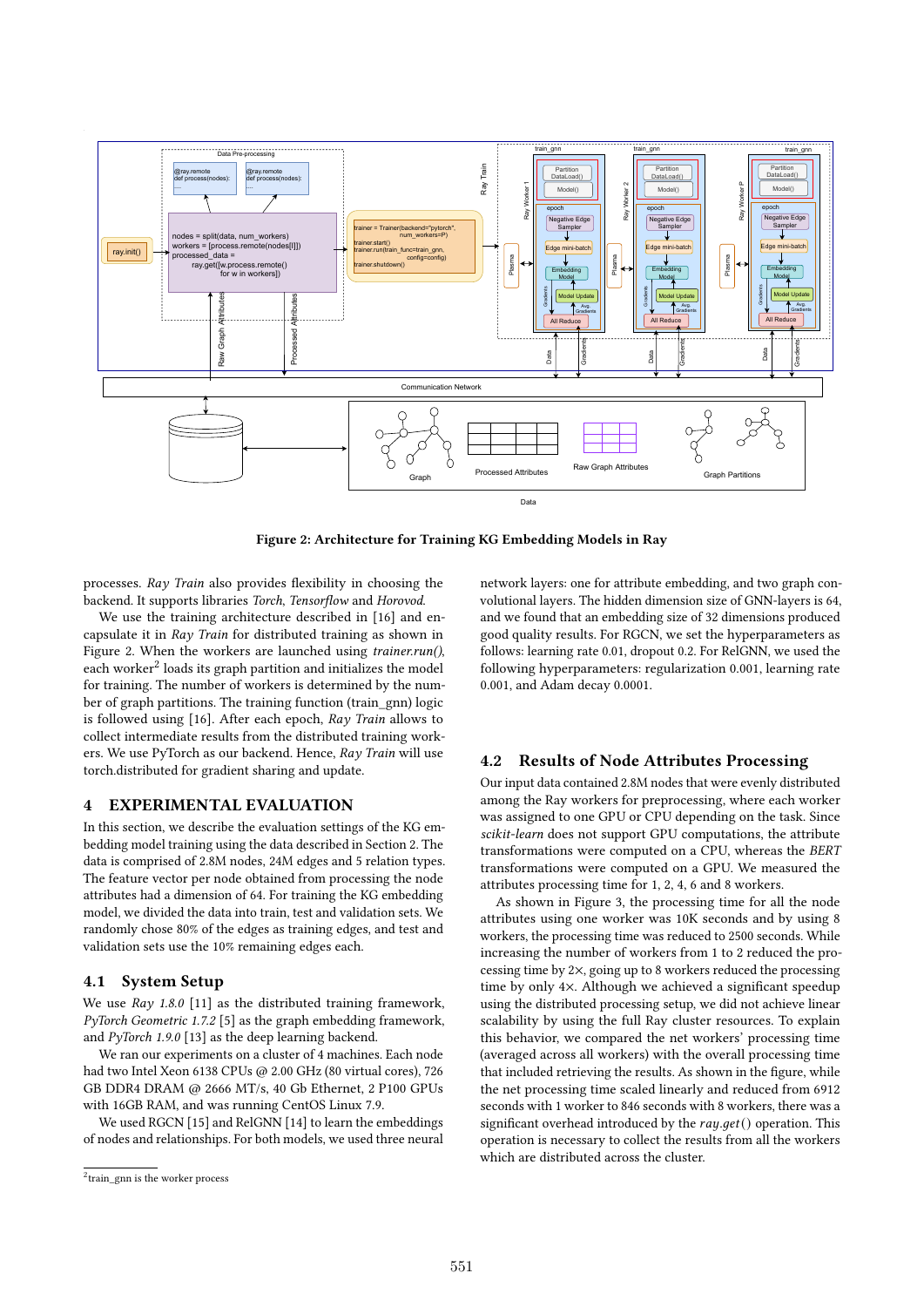Figure 2: Architecture for Training KG Embedding Models in Ray

processes. *Ray Train* also provides flexibility in choosing the backend. It supports libraries *Torch*, *Tensorflow* and *Horovod*.

We use the training architecture described in [16] and encapsulate it in *Ray Train* for distributed training as shown in Figure 2. When the workers are launched using *trainer.run()*, each worker[2] loads its graph partition and initializes the model for training. The number of workers is determined by the number of graph partitions. The training function (train_gnn) logic is followed using [16]. After each epoch, *Ray Train* allows to collect intermediate results from the distributed training workers. We use PyTorch as our backend. Hence, *Ray Train* will use torch.distributed for gradient sharing and update.

## 4 EXPERIMENTAL EVALUATION

In this section, we describe the evaluation settings of the KG embedding model training using the data described in Section 2. The data is comprised of 2.8M nodes, 24M edges and 5 relation types. The feature vector per node obtained from processing the node attributes had a dimension of 64. For training the KG embedding model, we divided the data into train, test and validation sets. We randomly chose 80% of the edges as training edges, and test and validation sets use the 10% remaining edges each.

### 4.1 System Setup

We use *Ray 1.8.0* [11] as the distributed training framework, *PyTorch Geometric 1.7.2* [5] as the graph embedding framework, and *PyTorch 1.9.0* [13] as the deep learning backend.

We ran our experiments on a cluster of 4 machines. Each node had two Intel Xeon 6138 CPUs @ 2.00 GHz (80 virtual cores), 726 GB DDR4 DRAM @ 2666 MT/s, 40 Gb Ethernet, 2 P100 GPUs with 16GB RAM, and was running CentOS Linux 7.9.

We used RGCN [15] and RelGNN [14] to learn the embeddings of nodes and relationships. For both models, we used three neural network layers: one for attribute embedding, and two graph convolutional layers. The hidden dimension size of GNN-layers is 64, and we found that an embedding size of 32 dimensions produced good quality results. For RGCN, we set the hyperparameters as follows: learning rate 0.01, dropout 0.2. For RelGNN, we used the following hyperparameters: regularization 0.001, learning rate 0.001, and Adam decay 0.0001.

### 4.2 Results of Node Attributes Processing

Our input data contained 2.8M nodes that were evenly distributed among the Ray workers for preprocessing, where each worker was assigned to one GPU or CPU depending on the task. Since *scikit-learn* does not support GPU computations, the attribute transformations were computed on a CPU, whereas the *BERT* transformations were computed on a GPU. We measured the attributes processing time for 1, 2, 4, 6 and 8 workers.

As shown in Figure 3, the processing time for all the node attributes using one worker was 10K seconds and by using 8 workers, the processing time was reduced to 2500 seconds. While increasing the number of workers from 1 to 2 reduced the processing time by 2×, going up to 8 workers reduced the processing time by only 4×. Although we achieved a significant speedup using the distributed processing setup, we did not achieve linear scalability by using the full Ray cluster resources. To explain this behavior, we compared the net workers' processing time (averaged across all workers) with the overall processing time that included retrieving the results. As shown in the figure, while the net processing time scaled linearly and reduced from 6912 seconds with 1 worker to 846 seconds with 8 workers, there was a significant overhead introduced by the *ray.get*() operation. This operation is necessary to collect the results from all the workers which are distributed across the cluster.

[2] train_gnn is the worker process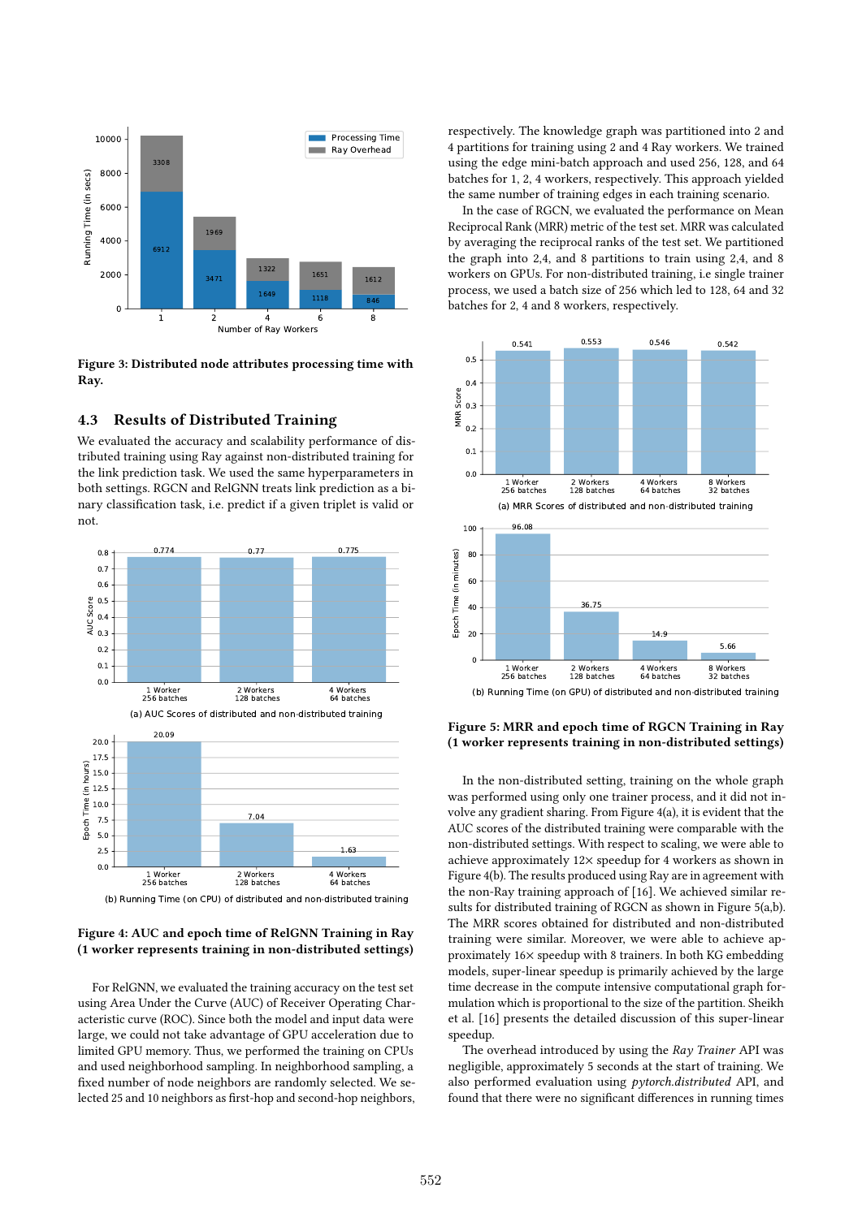**Figure 3: Distributed node attributes processing time with Ray.**

## 4.3 Results of Distributed Training

We evaluated the accuracy and scalability performance of distributed training using Ray against non-distributed training for the link prediction task. We used the same hyperparameters in both settings. RGCN and RelGNN treats link prediction as a binary classification task, i.e. predict if a given triplet is valid or not.

(a) AUC Scores of distributed and non-distributed training

(b) Running Time (on CPU) of distributed and non-distributed training

**Figure 4: AUC and epoch time of RelGNN Training in Ray (1 worker represents training in non-distributed settings)**

For RelGNN, we evaluated the training accuracy on the test set using Area Under the Curve (AUC) of Receiver Operating Characteristic curve (ROC). Since both the model and input data were large, we could not take advantage of GPU acceleration due to limited GPU memory. Thus, we performed the training on CPUs and used neighborhood sampling. In neighborhood sampling, a fixed number of node neighbors are randomly selected. We selected 25 and 10 neighbors as first-hop and second-hop neighbors, respectively. The knowledge graph was partitioned into 2 and 4 partitions for training using 2 and 4 Ray workers. We trained using the edge mini-batch approach and used 256, 128, and 64 batches for 1, 2, 4 workers, respectively. This approach yielded the same number of training edges in each training scenario.

In the case of RGCN, we evaluated the performance on Mean Reciprocal Rank (MRR) metric of the test set. MRR was calculated by averaging the reciprocal ranks of the test set. We partitioned the graph into 2,4, and 8 partitions to train using 2,4, and 8 workers on GPUs. For non-distributed training, i.e single trainer process, we used a batch size of 256 which led to 128, 64 and 32 batches for 2, 4 and 8 workers, respectively.

(a) MRR Scores of distributed and non-distributed training

(b) Running Time (on GPU) of distributed and non-distributed training

**Figure 5: MRR and epoch time of RGCN Training in Ray (1 worker represents training in non-distributed settings)**

In the non-distributed setting, training on the whole graph was performed using only one trainer process, and it did not involve any gradient sharing. From Figure 4(a), it is evident that the AUC scores of the distributed training were comparable with the non-distributed settings. With respect to scaling, we were able to achieve approximately 12× speedup for 4 workers as shown in Figure 4(b). The results produced using Ray are in agreement with the non-Ray training approach of [16]. We achieved similar results for distributed training of RGCN as shown in Figure 5(a,b). The MRR scores obtained for distributed and non-distributed training were similar. Moreover, we were able to achieve approximately 16× speedup with 8 trainers. In both KG embedding models, super-linear speedup is primarily achieved by the large time decrease in the compute intensive computational graph formulation which is proportional to the size of the partition. Sheikh et al. [16] presents the detailed discussion of this super-linear speedup.

The overhead introduced by using the *Ray Trainer* API was negligible, approximately 5 seconds at the start of training. We also performed evaluation using *pytorch.distributed* API, and found that there were no significant differences in running times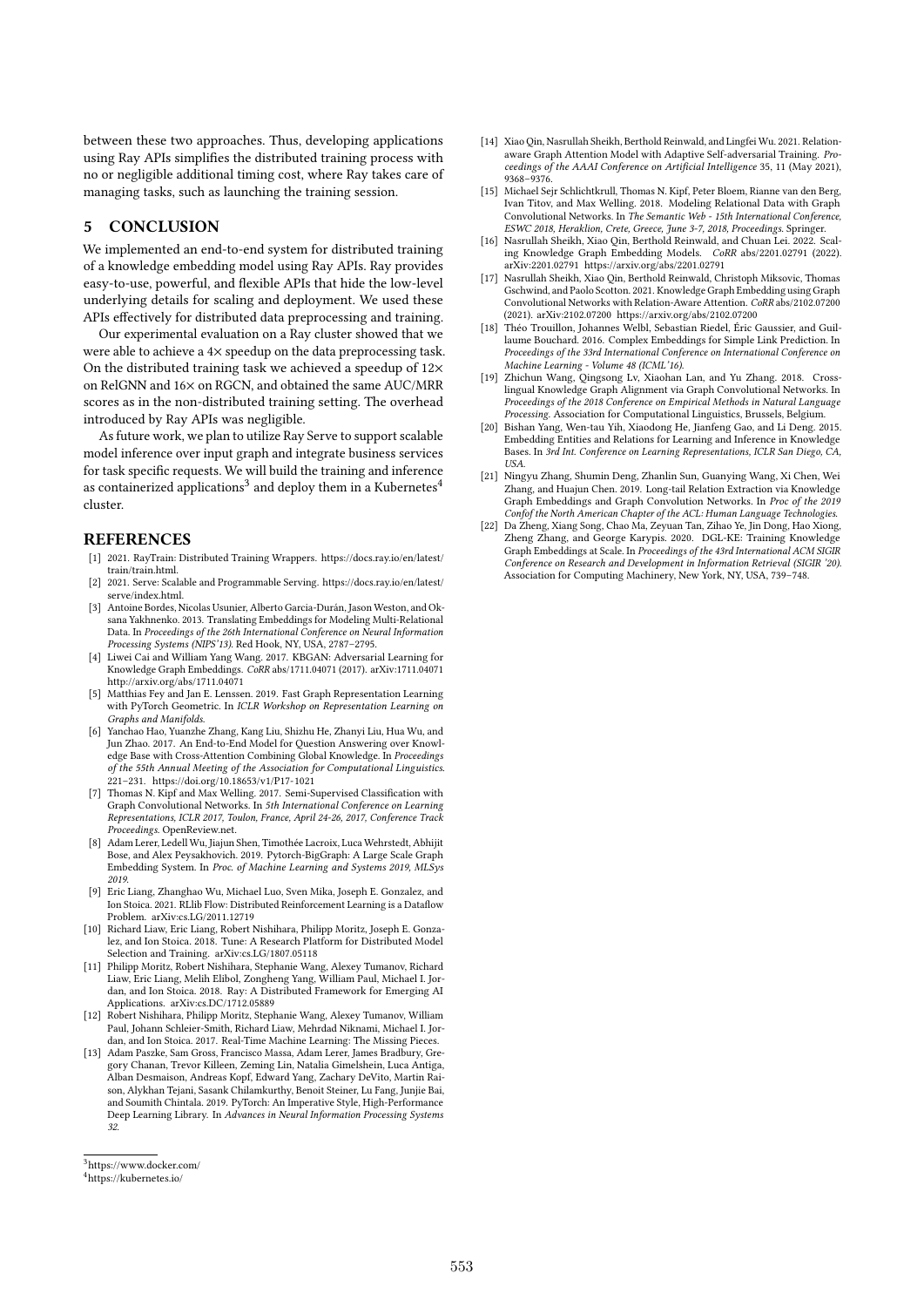between these two approaches. Thus, developing applications using Ray APIs simplifies the distributed training process with no or negligible additional timing cost, where Ray takes care of managing tasks, such as launching the training session.

## 5 CONCLUSION

We implemented an end-to-end system for distributed training of a knowledge embedding model using Ray APIs. Ray provides easy-to-use, powerful, and flexible APIs that hide the low-level underlying details for scaling and deployment. We used these APIs effectively for distributed data preprocessing and training.

Our experimental evaluation on a Ray cluster showed that we were able to achieve a 4× speedup on the data preprocessing task. On the distributed training task we achieved a speedup of 12× on RelGNN and 16× on RGCN, and obtained the same AUC/MRR scores as in the non-distributed training setting. The overhead introduced by Ray APIs was negligible.

As future work, we plan to utilize Ray Serve to support scalable model inference over input graph and integrate business services for task specific requests. We will build the training and inference as containerized applications[3] and deploy them in a Kubernetes[4] cluster.

## REFERENCES

[1] 2021. RayTrain: Distributed Training Wrappers. https://docs.ray.io/en/latest/train/train.html.

[2] 2021. Serve: Scalable and Programmable Serving. https://docs.ray.io/en/latest/serve/index.html.

[3] Antoine Bordes, Nicolas Usunier, Alberto Garcia-Durán, Jason Weston, and Oksana Yakhnenko. 2013. Translating Embeddings for Modeling Multi-Relational Data. In *Proceedings of the 26th International Conference on Neural Information Processing Systems (NIPS'13)*. Red Hook, NY, USA, 2787–2795.

[4] Liwei Cai and William Yang Wang. 2017. KBGAN: Adversarial Learning for Knowledge Graph Embeddings. *CoRR* abs/1711.04071 (2017). arXiv:1711.04071 http://arxiv.org/abs/1711.04071

[5] Matthias Fey and Jan E. Lenssen. 2019. Fast Graph Representation Learning with PyTorch Geometric. In *ICLR Workshop on Representation Learning on Graphs and Manifolds*.

[6] Yanchao Hao, Yuanzhe Zhang, Kang Liu, Shizhu He, Zhanyi Liu, Hua Wu, and Jun Zhao. 2017. An End-to-End Model for Question Answering over Knowledge Base with Cross-Attention Combining Global Knowledge. In *Proceedings of the 55th Annual Meeting of the Association for Computational Linguistics*. 221–231. https://doi.org/10.18653/v1/P17-1021

[7] Thomas N. Kipf and Max Welling. 2017. Semi-Supervised Classification with Graph Convolutional Networks. In *5th International Conference on Learning Representations, ICLR 2017, Toulon, France, April 24-26, 2017, Conference Track Proceedings*. OpenReview.net.

[8] Adam Lerer, Ledell Wu, Jiajun Shen, Timothée Lacroix, Luca Wehrstedt, Abhijit Bose, and Alex Peysakhovich. 2019. Pytorch-BigGraph: A Large Scale Graph Embedding System. In *Proc. of Machine Learning and Systems 2019, MLSys 2019*.

[9] Eric Liang, Zhanghao Wu, Michael Luo, Sven Mika, Joseph E. Gonzalez, and Ion Stoica. 2021. RLlib Flow: Distributed Reinforcement Learning is a Dataflow Problem. arXiv:cs.LG/2011.12719

[10] Richard Liaw, Eric Liang, Robert Nishihara, Philipp Moritz, Joseph E. Gonzalez, and Ion Stoica. 2018. Tune: A Research Platform for Distributed Model Selection and Training. arXiv:cs.LG/1807.05118

[11] Philipp Moritz, Robert Nishihara, Stephanie Wang, Alexey Tumanov, Richard Liaw, Eric Liang, Melih Elibol, Zongheng Yang, William Paul, Michael I. Jordan, and Ion Stoica. 2018. Ray: A Distributed Framework for Emerging AI Applications. arXiv:cs.DC/1712.05889

[12] Robert Nishihara, Philipp Moritz, Stephanie Wang, Alexey Tumanov, William Paul, Johann Schleier-Smith, Richard Liaw, Mehrdad Niknami, Michael I. Jordan, and Ion Stoica. 2017. Real-Time Machine Learning: The Missing Pieces.

[13] Adam Paszke, Sam Gross, Francisco Massa, Adam Lerer, James Bradbury, Gregory Chanan, Trevor Killeen, Zeming Lin, Natalia Gimelshein, Luca Antiga, Alban Desmaison, Andreas Kopf, Edward Yang, Zachary DeVito, Martin Raison, Alykhan Tejani, Sasank Chilamkurthy, Benoit Steiner, Lu Fang, Junjie Bai, and Soumith Chintala. 2019. PyTorch: An Imperative Style, High-Performance Deep Learning Library. In *Advances in Neural Information Processing Systems 32*.

[14] Xiao Qin, Nasrullah Sheikh, Berthold Reinwald, and Lingfei Wu. 2021. Relation-aware Graph Attention Model with Adaptive Self-adversarial Training. *Proceedings of the AAAI Conference on Artificial Intelligence* 35, 11 (May 2021), 9368–9376.

[15] Michael Sejr Schlichtkrull, Thomas N. Kipf, Peter Bloem, Rianne van den Berg, Ivan Titov, and Max Welling. 2018. Modeling Relational Data with Graph Convolutional Networks. In *The Semantic Web - 15th International Conference, ESWC 2018, Heraklion, Crete, Greece, June 3-7, 2018, Proceedings*. Springer.

[16] Nasrullah Sheikh, Xiao Qin, Berthold Reinwald, and Chuan Lei. 2022. Scaling Knowledge Graph Embedding Models. *CoRR* abs/2201.02791 (2022). arXiv:2201.02791 https://arxiv.org/abs/2201.02791

[17] Nasrullah Sheikh, Xiao Qin, Berthold Reinwald, Christoph Miksovic, Thomas Gschwind, and Paolo Scotton. 2021. Knowledge Graph Embedding using Graph Convolutional Networks with Relation-Aware Attention. *CoRR* abs/2102.07200 (2021). arXiv:2102.07200 https://arxiv.org/abs/2102.07200

[18] Théo Trouillon, Johannes Welbl, Sebastian Riedel, Éric Gaussier, and Guillaume Bouchard. 2016. Complex Embeddings for Simple Link Prediction. In *Proceedings of the 33rd International Conference on International Conference on Machine Learning - Volume 48 (ICML'16)*.

[19] Zhichun Wang, Qingsong Lv, Xiaohan Lan, and Yu Zhang. 2018. Cross-lingual Knowledge Graph Alignment via Graph Convolutional Networks. In *Proceedings of the 2018 Conference on Empirical Methods in Natural Language Processing*. Association for Computational Linguistics, Brussels, Belgium.

[20] Bishan Yang, Wen-tau Yih, Xiaodong He, Jianfeng Gao, and Li Deng. 2015. Embedding Entities and Relations for Learning and Inference in Knowledge Bases. In *3rd Int. Conference on Learning Representations, ICLR San Diego, CA, USA*.

[21] Ningyu Zhang, Shumin Deng, Zhanlin Sun, Guanying Wang, Xi Chen, Wei Zhang, and Huajun Chen. 2019. Long-tail Relation Extraction via Knowledge Graph Embeddings and Graph Convolution Networks. In *Proc of the 2019 Confof the North American Chapter of the ACL: Human Language Technologies*.

[22] Da Zheng, Xiang Song, Chao Ma, Zeyuan Tan, Zihao Ye, Jin Dong, Hao Xiong, Zheng Zhang, and George Karypis. 2020. DGL-KE: Training Knowledge Graph Embeddings at Scale. In *Proceedings of the 43rd International ACM SIGIR Conference on Research and Development in Information Retrieval (SIGIR '20)*. Association for Computing Machinery, New York, NY, USA, 739–748.

[3] https://www.docker.com/

[4] https://kubernetes.io/